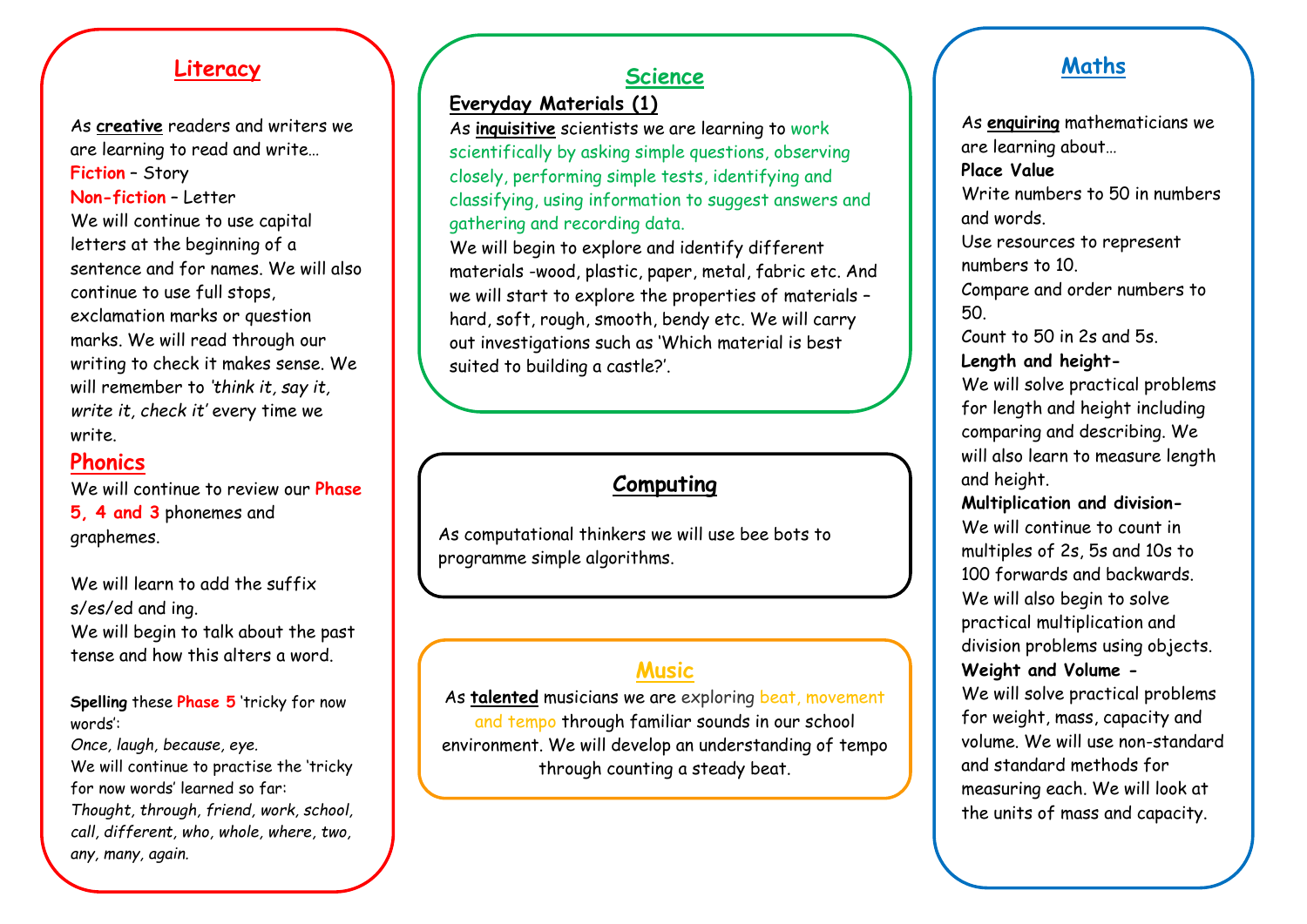## Literacy

As **creative** readers and writers we are learning to read and write…

**Fiction** – Story

**Non-fiction** – Letter

We will continue to use capital letters at the beginning of a sentence and for names. We will also continue to use full stops, exclamation marks or question marks. We will read through our writing to check it makes sense. We will remember to *'think it, say it, write it, check it'* every time we write.

## Phonics

We will continue to review our **Phase 5, 4 and 3** phonemes and graphemes.

We will learn to add the suffix s/es/ed and ing.

We will begin to talk about the past tense and how this alters a word.

**Spelling** these **Phase 5** 'tricky for now words':

*Once, laugh, because, eye.*

We will continue to practise the 'tricky for now words' learned so far:

*Thought, through, friend, work, school, call, different, who, whole, where, two, any, many, again.*

## Science

### Everyday Materials (1)

As **inquisitive** scientists we are learning to work scientifically by asking simple questions, observing closely, performing simple tests, identifying and classifying, using information to suggest answers and gathering and recording data.

We will begin to explore and identify different materials -wood, plastic, paper, metal, fabric etc. And we will start to explore the properties of materials – hard, soft, rough, smooth, bendy etc. We will carry out investigations such as 'Which material is best suited to building a castle?'.

## Computing

As computational thinkers we will use bee bots to programme simple algorithms.

## Music

As **talented** musicians we are exploring beat, movement and tempo through familiar sounds in our school environment. We will develop an understanding of tempo through counting a steady beat.

## Maths

As **enquiring** mathematicians we are learning about…

**Place Value**

Write numbers to 50 in numbers and words.

Use resources to represent numbers to 10.

Compare and order numbers to 50.

Count to 50 in 2s and 5s.

**Length and height-**

We will solve practical problems for length and height including comparing and describing. We will also learn to measure length and height.

**Multiplication and division-**

We will continue to count in multiples of 2s, 5s and 10s to 100 forwards and backwards. We will also begin to solve practical multiplication and division problems using objects.

**Weight and Volume -**

We will solve practical problems for weight, mass, capacity and volume. We will use non-standard and standard methods for measuring each. We will look at the units of mass and capacity.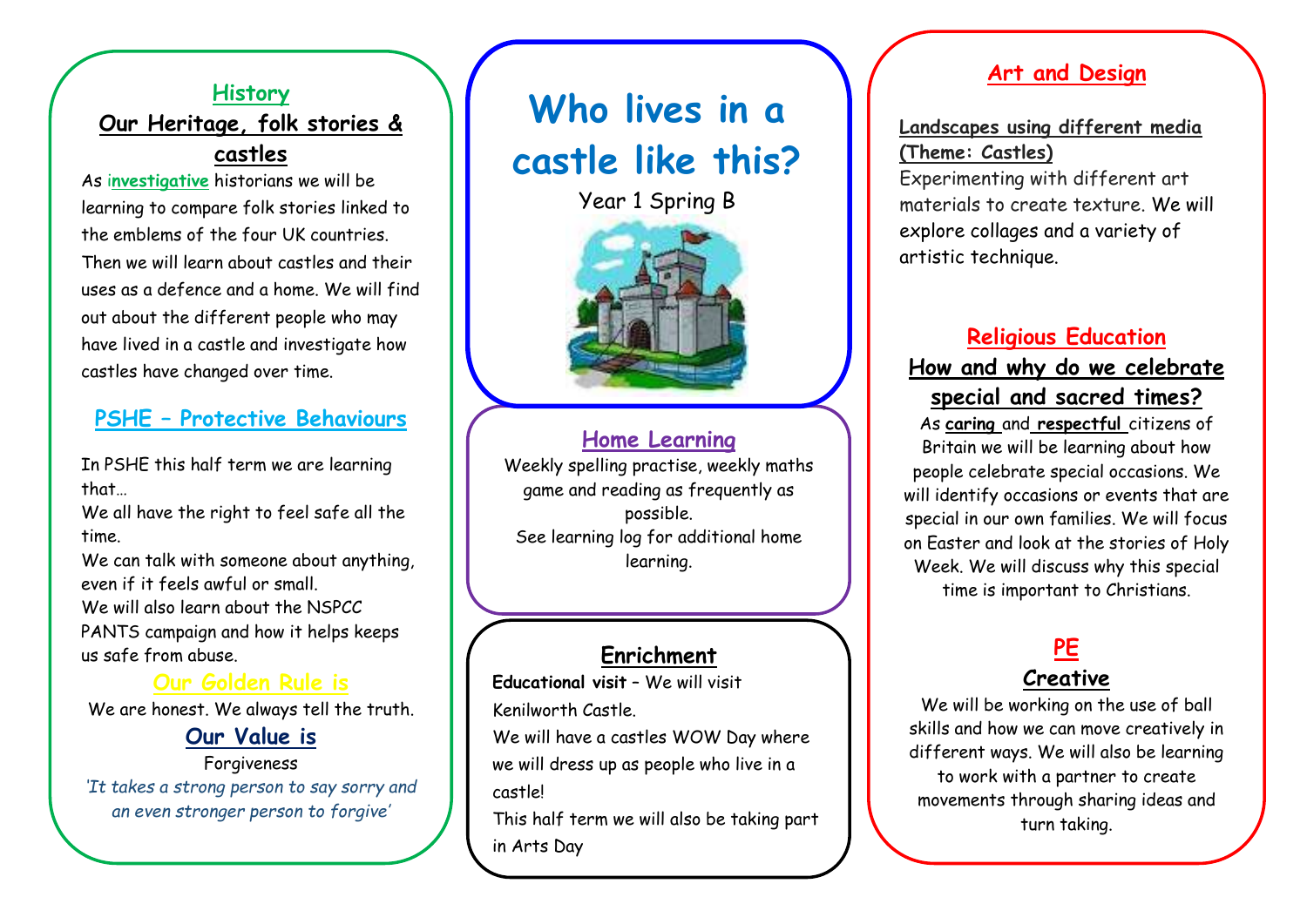# Who lives in a castle like this?

Year 1 Spring B

## History

### Our Heritage, folk stories & castles

As **investigative** historians we will be learning to compare folk stories linked to the emblems of the four UK countries. Then we will learn about castles and their uses as a defence and a home. We will find out about the different people who may have lived in a castle and investigate how castles have changed over time.

## PSHE – Protective Behaviours

In PSHE this half term we are learning that…

We all have the right to feel safe all the time.

We can talk with someone about anything, even if it feels awful or small.

We will also learn about the NSPCC PANTS campaign and how it helps keeps us safe from abuse.

### Our Golden Rule is

We are honest. We always tell the truth.

### Our Value is

Forgiveness

*'It takes a strong person to say sorry and an even stronger person to forgive'*

## Home Learning

Weekly spelling practise, weekly maths game and reading as frequently as possible.

See learning log for additional home learning.

## Enrichment

**Educational visit** – We will visit Kenilworth Castle.

We will have a castles WOW Day where we will dress up as people who live in a castle!

This half term we will also be taking part in Arts Day

## Art and Design

**Landscapes using different media (Theme: Castles)**

Experimenting with different art materials to create texture. We will explore collages and a variety of artistic technique.

## Religious Education

### How and why do we celebrate special and sacred times?

As **caring** and **respectful** citizens of Britain we will be learning about how people celebrate special occasions. We will identify occasions or events that are special in our own families. We will focus on Easter and look at the stories of Holy Week. We will discuss why this special time is important to Christians.

## PE

### Creative

We will be working on the use of ball skills and how we can move creatively in different ways. We will also be learning to work with a partner to create movements through sharing ideas and turn taking.